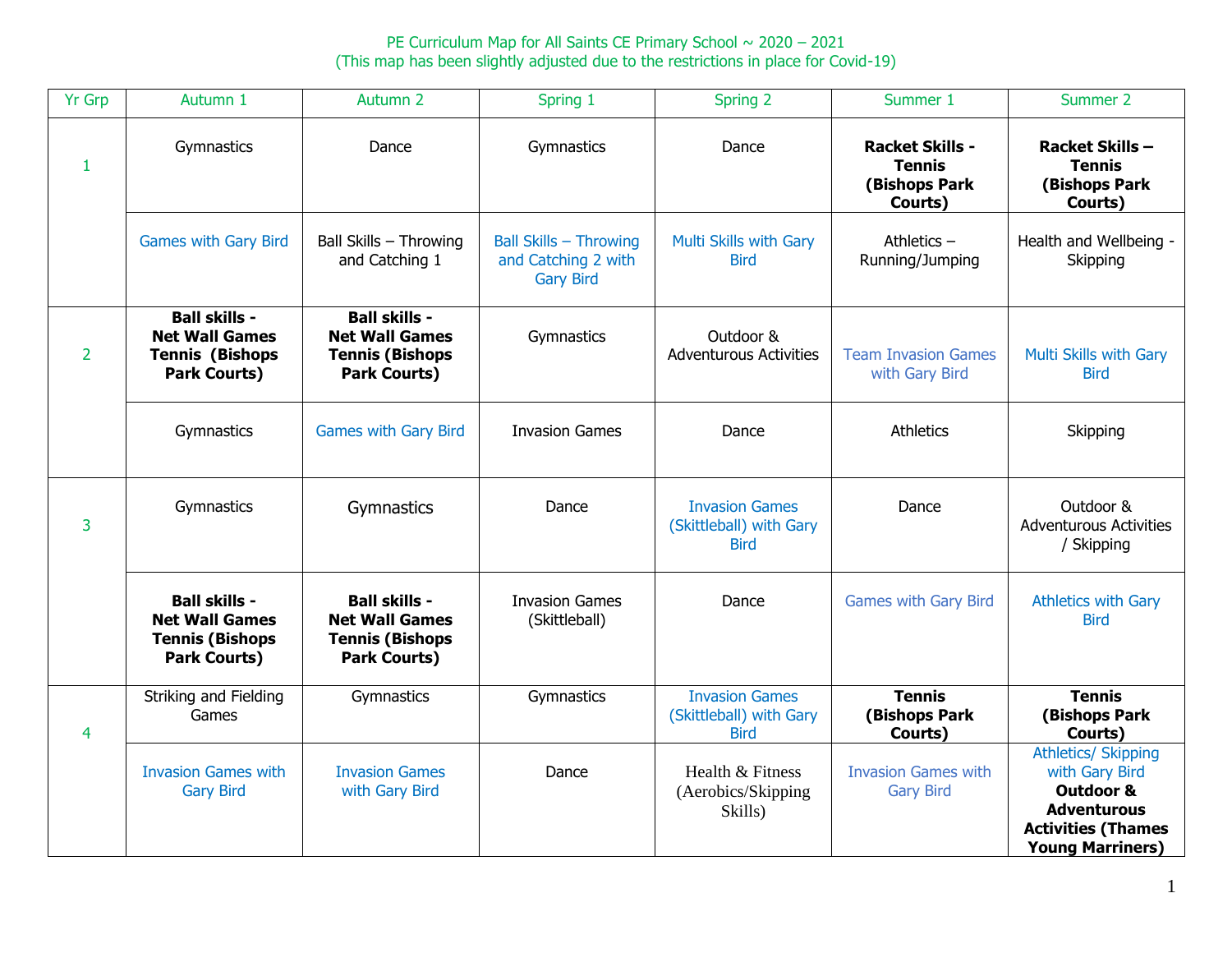PE Curriculum Map for All Saints CE Primary School ~ 2020 – 2021
(This map has been slightly adjusted due to the restrictions in place for Covid-19)

| Yr Grp | Autumn 1 | Autumn 2 | Spring 1 | Spring 2 | Summer 1 | Summer 2 |
|---|---|---|---|---|---|---|
| 1 | Gymnastics | Dance | Gymnastics | Dance | **Racket Skills - Tennis (Bishops Park Courts)** | **Racket Skills – Tennis (Bishops Park Courts)** |
| | Games with Gary Bird | Ball Skills – Throwing and Catching 1 | Ball Skills – Throwing and Catching 2 with Gary Bird | Multi Skills with Gary Bird | Athletics – Running/Jumping | Health and Wellbeing - Skipping |
| 2 | **Ball skills - Net Wall Games Tennis (Bishops Park Courts)** | **Ball skills - Net Wall Games Tennis (Bishops Park Courts)** | Gymnastics | Outdoor & Adventurous Activities | Team Invasion Games with Gary Bird | Multi Skills with Gary Bird |
| | Gymnastics | Games with Gary Bird | Invasion Games | Dance | Athletics | Skipping |
| 3 | Gymnastics | Gymnastics | Dance | Invasion Games (Skittleball) with Gary Bird | Dance | Outdoor & Adventurous Activities / Skipping |
| | **Ball skills - Net Wall Games Tennis (Bishops Park Courts)** | **Ball skills - Net Wall Games Tennis (Bishops Park Courts)** | Invasion Games (Skittleball) | Dance | Games with Gary Bird | Athletics with Gary Bird |
| 4 | Striking and Fielding Games | Gymnastics | Gymnastics | Invasion Games (Skittleball) with Gary Bird | **Tennis (Bishops Park Courts)** | **Tennis (Bishops Park Courts)** |
| | Invasion Games with Gary Bird | Invasion Games with Gary Bird | Dance | Health & Fitness (Aerobics/Skipping Skills) | Invasion Games with Gary Bird | Athletics/ Skipping with Gary Bird **Outdoor & Adventurous Activities (Thames Young Marriners)** |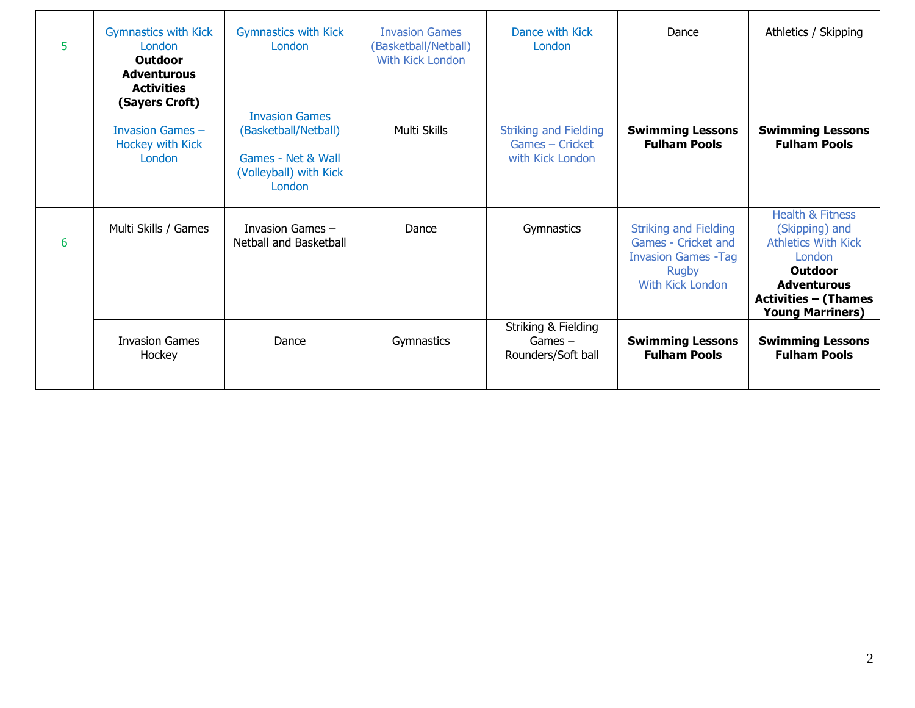| | | | | | | |
|---|---|---|---|---|---|---|
| 5 | Gymnastics with Kick London **Outdoor Adventurous Activities (Sayers Croft)** | Gymnastics with Kick London | Invasion Games (Basketball/Netball) With Kick London | Dance with Kick London | Dance | Athletics / Skipping |
| | Invasion Games – Hockey with Kick London | Invasion Games (Basketball/Netball) Games - Net & Wall (Volleyball) with Kick London | Multi Skills | Striking and Fielding Games – Cricket with Kick London | **Swimming Lessons Fulham Pools** | **Swimming Lessons Fulham Pools** |
| 6 | Multi Skills / Games | Invasion Games – Netball and Basketball | Dance | Gymnastics | Striking and Fielding Games - Cricket and Invasion Games -Tag Rugby With Kick London | Health & Fitness (Skipping) and Athletics With Kick London **Outdoor Adventurous Activities – (Thames Young Marriners)** |
| | Invasion Games Hockey | Dance | Gymnastics | Striking & Fielding Games – Rounders/Soft ball | **Swimming Lessons Fulham Pools** | **Swimming Lessons Fulham Pools** |